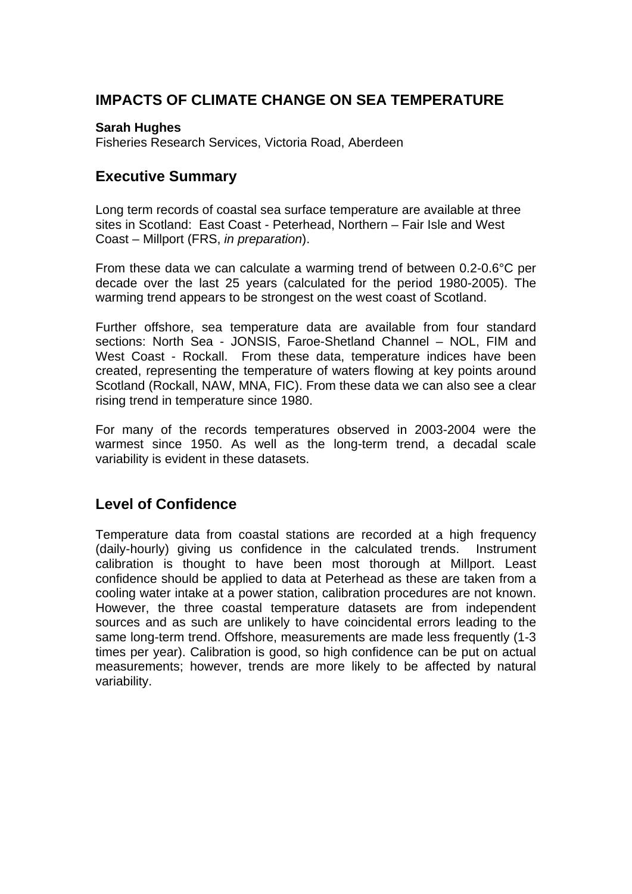# IMPACTS OF CLIMATE CHANGE ON SEA TEMPERATURE

**Sarah Hughes**
Fisheries Research Services, Victoria Road, Aberdeen

## Executive Summary

Long term records of coastal sea surface temperature are available at three sites in Scotland: East Coast - Peterhead, Northern – Fair Isle and West Coast – Millport (FRS, *in preparation*).

From these data we can calculate a warming trend of between 0.2-0.6°C per decade over the last 25 years (calculated for the period 1980-2005). The warming trend appears to be strongest on the west coast of Scotland.

Further offshore, sea temperature data are available from four standard sections: North Sea - JONSIS, Faroe-Shetland Channel – NOL, FIM and West Coast - Rockall. From these data, temperature indices have been created, representing the temperature of waters flowing at key points around Scotland (Rockall, NAW, MNA, FIC). From these data we can also see a clear rising trend in temperature since 1980.

For many of the records temperatures observed in 2003-2004 were the warmest since 1950. As well as the long-term trend, a decadal scale variability is evident in these datasets.

## Level of Confidence

Temperature data from coastal stations are recorded at a high frequency (daily-hourly) giving us confidence in the calculated trends. Instrument calibration is thought to have been most thorough at Millport. Least confidence should be applied to data at Peterhead as these are taken from a cooling water intake at a power station, calibration procedures are not known. However, the three coastal temperature datasets are from independent sources and as such are unlikely to have coincidental errors leading to the same long-term trend. Offshore, measurements are made less frequently (1-3 times per year). Calibration is good, so high confidence can be put on actual measurements; however, trends are more likely to be affected by natural variability.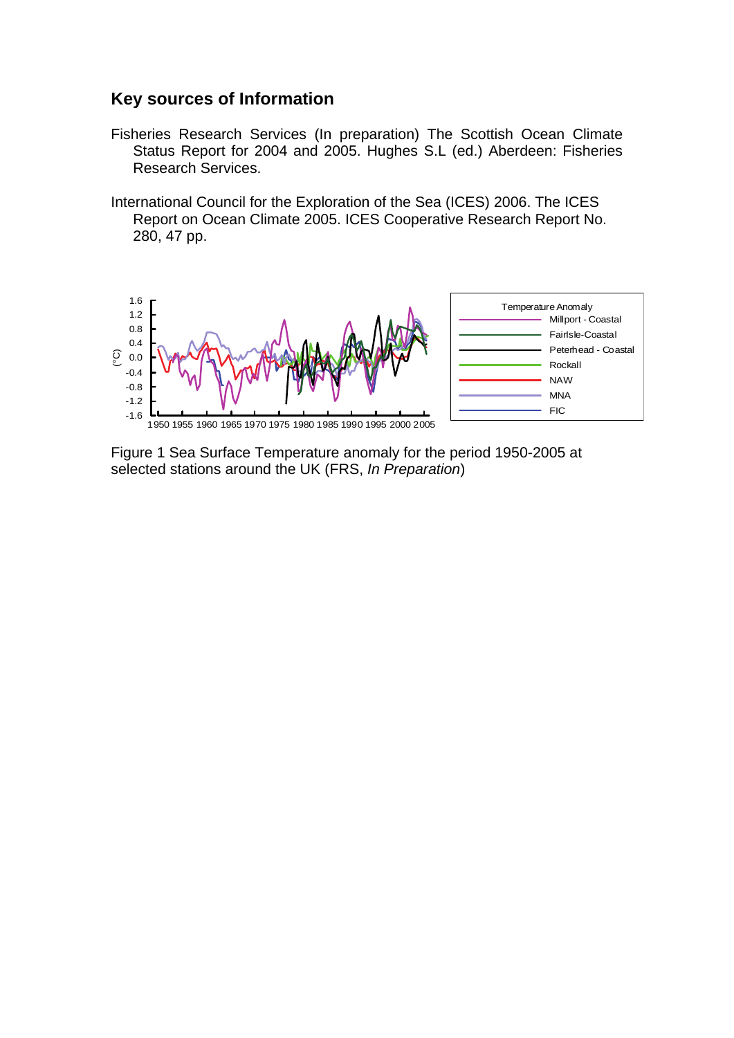## Key sources of Information

Fisheries Research Services (In preparation) The Scottish Ocean Climate Status Report for 2004 and 2005. Hughes S.L (ed.) Aberdeen: Fisheries Research Services.

International Council for the Exploration of the Sea (ICES) 2006. The ICES Report on Ocean Climate 2005. ICES Cooperative Research Report No. 280, 47 pp.

Figure 1 Sea Surface Temperature anomaly for the period 1950-2005 at selected stations around the UK (FRS, *In Preparation*)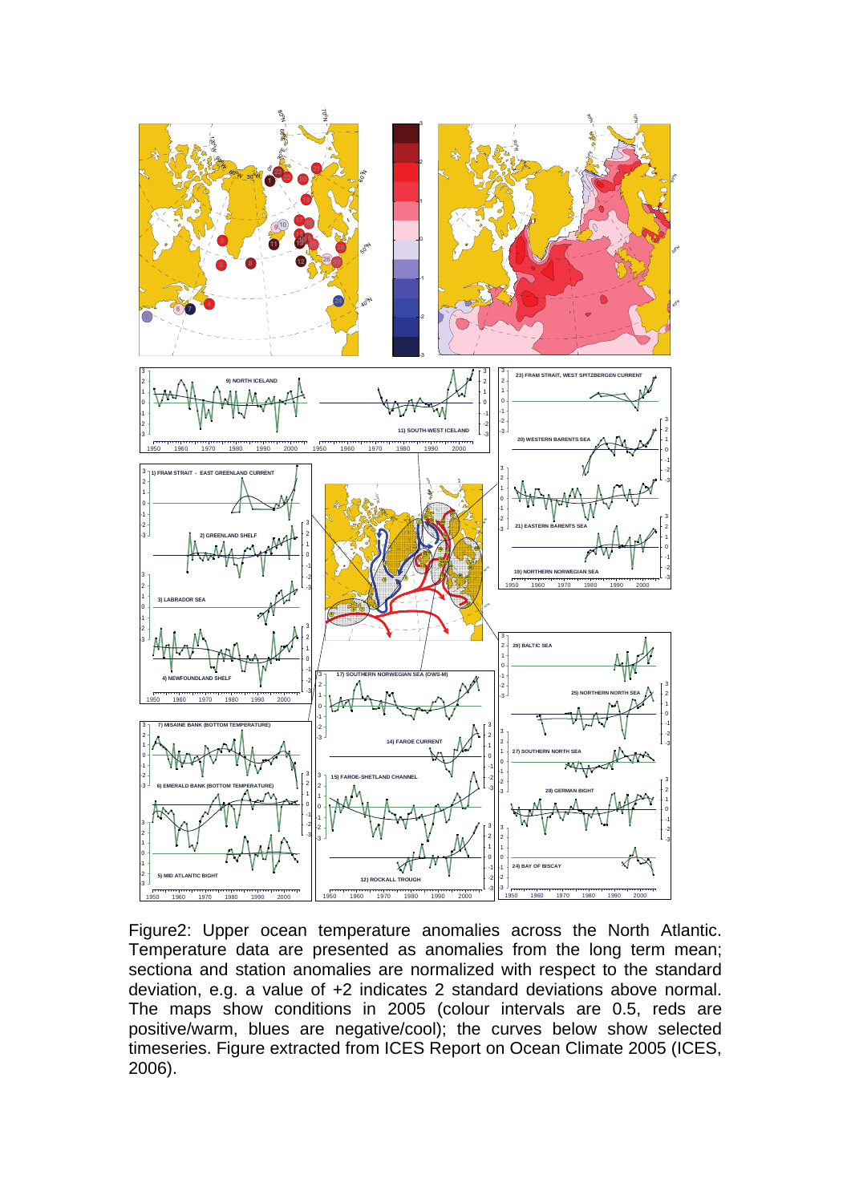Figure2: Upper ocean temperature anomalies across the North Atlantic. Temperature data are presented as anomalies from the long term mean; sectiona and station anomalies are normalized with respect to the standard deviation, e.g. a value of +2 indicates 2 standard deviations above normal. The maps show conditions in 2005 (colour intervals are 0.5, reds are positive/warm, blues are negative/cool); the curves below show selected timeseries. Figure extracted from ICES Report on Ocean Climate 2005 (ICES, 2006).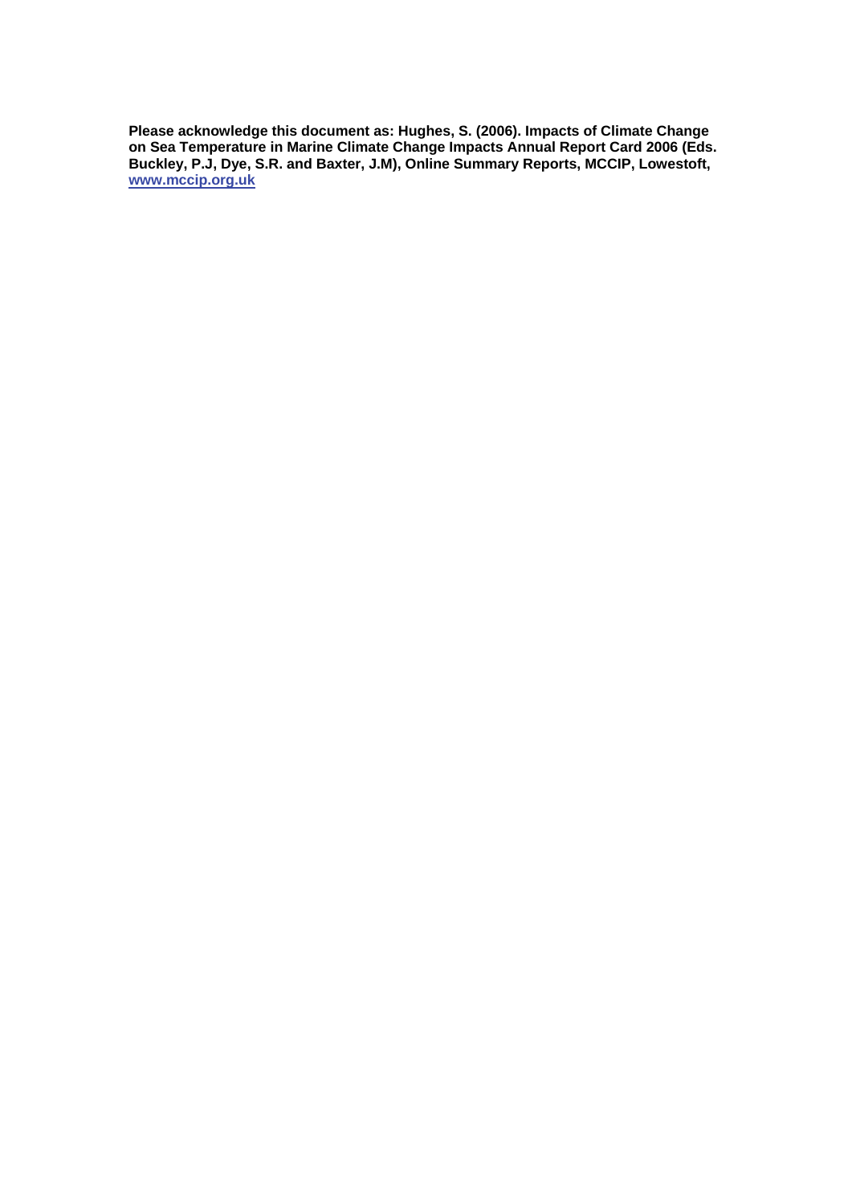**Please acknowledge this document as: Hughes, S. (2006). Impacts of Climate Change on Sea Temperature in Marine Climate Change Impacts Annual Report Card 2006 (Eds. Buckley, P.J, Dye, S.R. and Baxter, J.M), Online Summary Reports, MCCIP, Lowestoft, [www.mccip.org.uk](http://www.mccip.org.uk)**